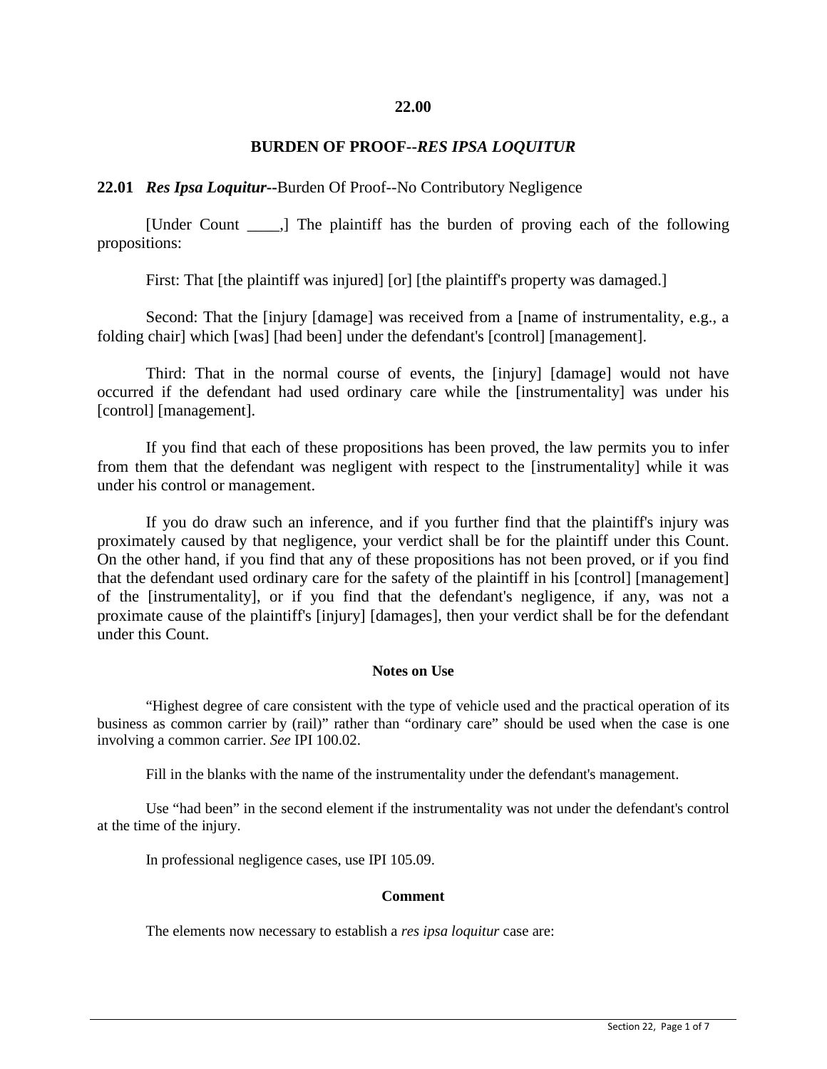# 22.00

## BURDEN OF PROOF--*RES IPSA LOQUITUR*

### 22.01 *Res Ipsa Loquitur*--Burden Of Proof--No Contributory Negligence

[Under Count ____,] The plaintiff has the burden of proving each of the following propositions:

First: That [the plaintiff was injured] [or] [the plaintiff's property was damaged.]

Second: That the [injury [damage] was received from a [name of instrumentality, e.g., a folding chair] which [was] [had been] under the defendant's [control] [management].

Third: That in the normal course of events, the [injury] [damage] would not have occurred if the defendant had used ordinary care while the [instrumentality] was under his [control] [management].

If you find that each of these propositions has been proved, the law permits you to infer from them that the defendant was negligent with respect to the [instrumentality] while it was under his control or management.

If you do draw such an inference, and if you further find that the plaintiff's injury was proximately caused by that negligence, your verdict shall be for the plaintiff under this Count. On the other hand, if you find that any of these propositions has not been proved, or if you find that the defendant used ordinary care for the safety of the plaintiff in his [control] [management] of the [instrumentality], or if you find that the defendant's negligence, if any, was not a proximate cause of the plaintiff's [injury] [damages], then your verdict shall be for the defendant under this Count.

#### Notes on Use

"Highest degree of care consistent with the type of vehicle used and the practical operation of its business as common carrier by (rail)" rather than "ordinary care" should be used when the case is one involving a common carrier. *See* IPI 100.02.

Fill in the blanks with the name of the instrumentality under the defendant's management.

Use "had been" in the second element if the instrumentality was not under the defendant's control at the time of the injury.

In professional negligence cases, use IPI 105.09.

#### Comment

The elements now necessary to establish a *res ipsa loquitur* case are: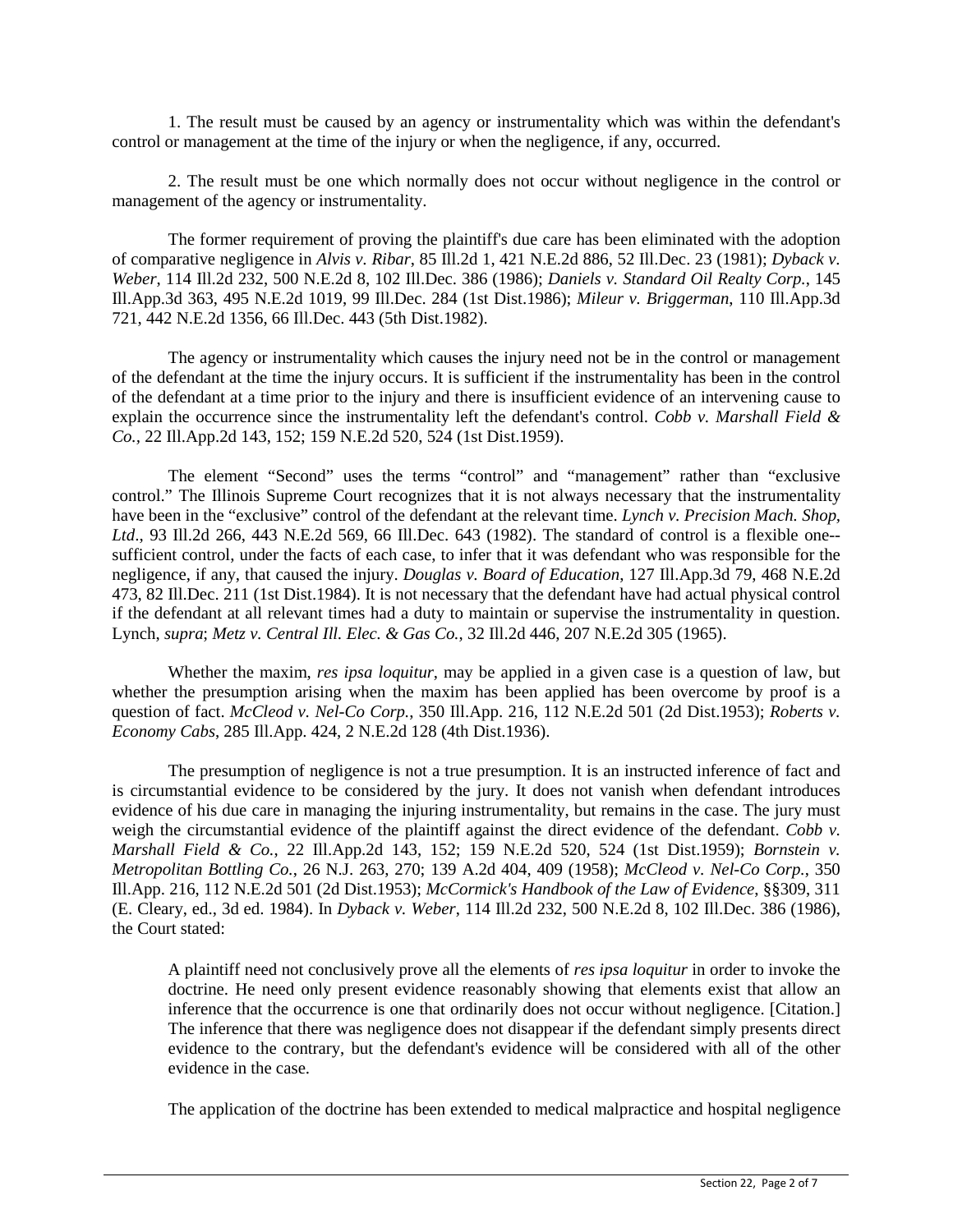1. The result must be caused by an agency or instrumentality which was within the defendant's control or management at the time of the injury or when the negligence, if any, occurred.

2. The result must be one which normally does not occur without negligence in the control or management of the agency or instrumentality.

The former requirement of proving the plaintiff's due care has been eliminated with the adoption of comparative negligence in *Alvis v. Ribar*, 85 Ill.2d 1, 421 N.E.2d 886, 52 Ill.Dec. 23 (1981); *Dyback v. Weber*, 114 Ill.2d 232, 500 N.E.2d 8, 102 Ill.Dec. 386 (1986); *Daniels v. Standard Oil Realty Corp.*, 145 Ill.App.3d 363, 495 N.E.2d 1019, 99 Ill.Dec. 284 (1st Dist.1986); *Mileur v. Briggerman*, 110 Ill.App.3d 721, 442 N.E.2d 1356, 66 Ill.Dec. 443 (5th Dist.1982).

The agency or instrumentality which causes the injury need not be in the control or management of the defendant at the time the injury occurs. It is sufficient if the instrumentality has been in the control of the defendant at a time prior to the injury and there is insufficient evidence of an intervening cause to explain the occurrence since the instrumentality left the defendant's control. *Cobb v. Marshall Field & Co.*, 22 Ill.App.2d 143, 152; 159 N.E.2d 520, 524 (1st Dist.1959).

The element "Second" uses the terms "control" and "management" rather than "exclusive control." The Illinois Supreme Court recognizes that it is not always necessary that the instrumentality have been in the "exclusive" control of the defendant at the relevant time. *Lynch v. Precision Mach. Shop, Ltd*., 93 Ill.2d 266, 443 N.E.2d 569, 66 Ill.Dec. 643 (1982). The standard of control is a flexible one--sufficient control, under the facts of each case, to infer that it was defendant who was responsible for the negligence, if any, that caused the injury. *Douglas v. Board of Education*, 127 Ill.App.3d 79, 468 N.E.2d 473, 82 Ill.Dec. 211 (1st Dist.1984). It is not necessary that the defendant have had actual physical control if the defendant at all relevant times had a duty to maintain or supervise the instrumentality in question. Lynch, *supra*; *Metz v. Central Ill. Elec. & Gas Co.*, 32 Ill.2d 446, 207 N.E.2d 305 (1965).

Whether the maxim, *res ipsa loquitur*, may be applied in a given case is a question of law, but whether the presumption arising when the maxim has been applied has been overcome by proof is a question of fact. *McCleod v. Nel-Co Corp.*, 350 Ill.App. 216, 112 N.E.2d 501 (2d Dist.1953); *Roberts v. Economy Cabs*, 285 Ill.App. 424, 2 N.E.2d 128 (4th Dist.1936).

The presumption of negligence is not a true presumption. It is an instructed inference of fact and is circumstantial evidence to be considered by the jury. It does not vanish when defendant introduces evidence of his due care in managing the injuring instrumentality, but remains in the case. The jury must weigh the circumstantial evidence of the plaintiff against the direct evidence of the defendant. *Cobb v. Marshall Field & Co.*, 22 Ill.App.2d 143, 152; 159 N.E.2d 520, 524 (1st Dist.1959); *Bornstein v. Metropolitan Bottling Co.*, 26 N.J. 263, 270; 139 A.2d 404, 409 (1958); *McCleod v. Nel-Co Corp.*, 350 Ill.App. 216, 112 N.E.2d 501 (2d Dist.1953); *McCormick's Handbook of the Law of Evidence*, §§309, 311 (E. Cleary, ed., 3d ed. 1984). In *Dyback v. Weber*, 114 Ill.2d 232, 500 N.E.2d 8, 102 Ill.Dec. 386 (1986), the Court stated:

> A plaintiff need not conclusively prove all the elements of *res ipsa loquitur* in order to invoke the doctrine. He need only present evidence reasonably showing that elements exist that allow an inference that the occurrence is one that ordinarily does not occur without negligence. [Citation.] The inference that there was negligence does not disappear if the defendant simply presents direct evidence to the contrary, but the defendant's evidence will be considered with all of the other evidence in the case.

The application of the doctrine has been extended to medical malpractice and hospital negligence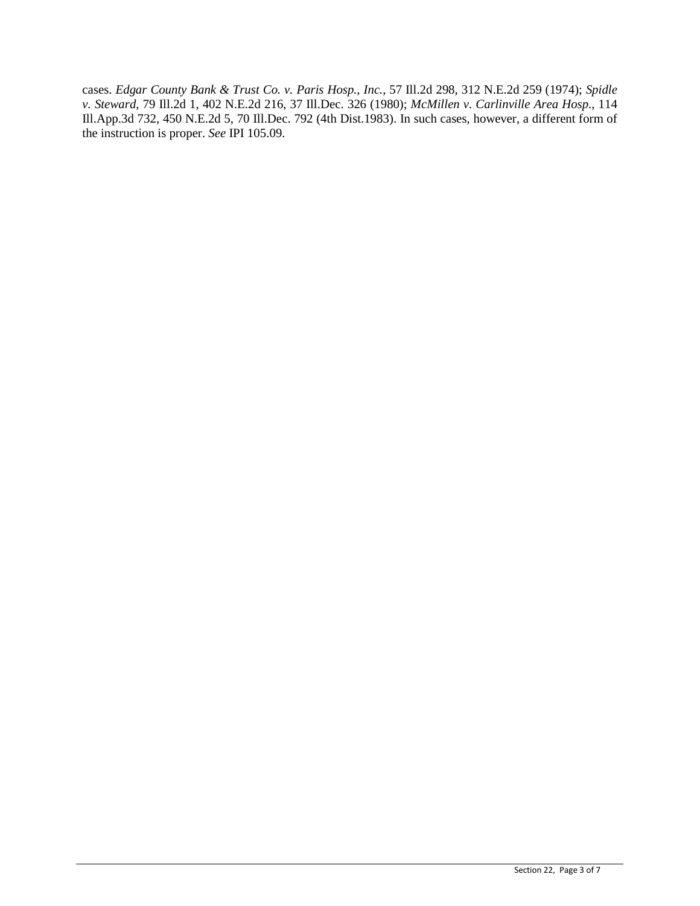cases. *Edgar County Bank & Trust Co. v. Paris Hosp., Inc.*, 57 Ill.2d 298, 312 N.E.2d 259 (1974); *Spidle v. Steward*, 79 Ill.2d 1, 402 N.E.2d 216, 37 Ill.Dec. 326 (1980); *McMillen v. Carlinville Area Hosp.*, 114 Ill.App.3d 732, 450 N.E.2d 5, 70 Ill.Dec. 792 (4th Dist.1983). In such cases, however, a different form of the instruction is proper. *See* IPI 105.09.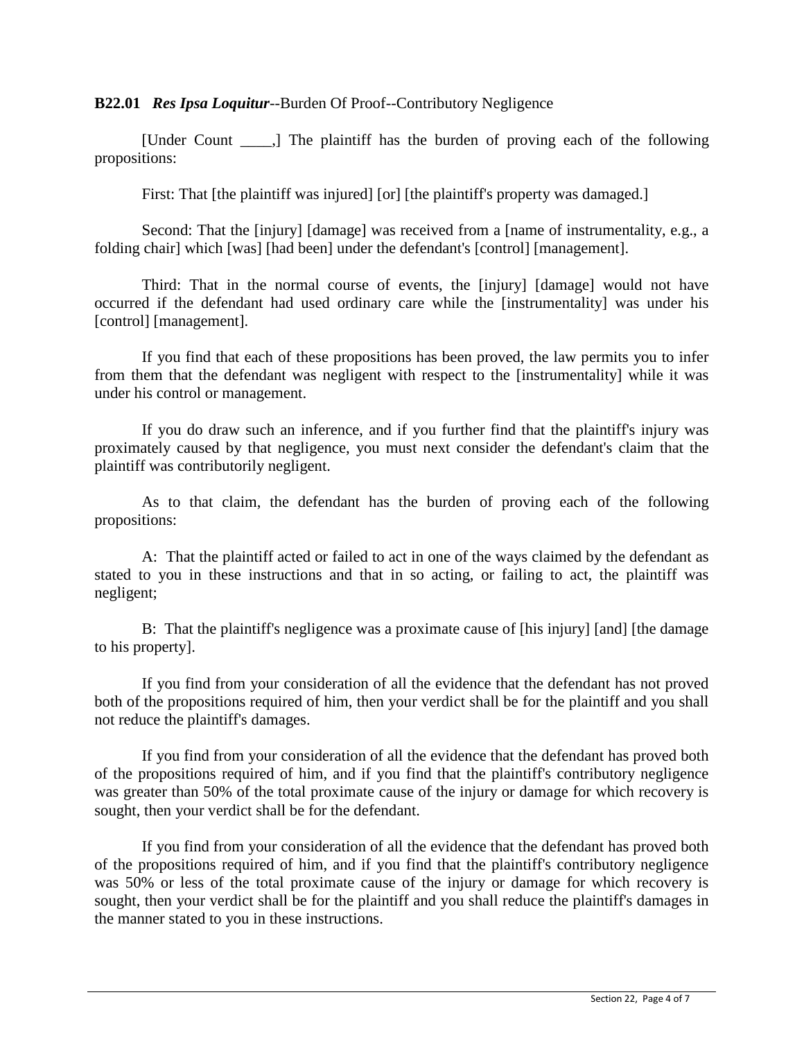**B22.01** ***Res Ipsa Loquitur***--Burden Of Proof--Contributory Negligence

[Under Count ____,] The plaintiff has the burden of proving each of the following propositions:

First: That [the plaintiff was injured] [or] [the plaintiff's property was damaged.]

Second: That the [injury] [damage] was received from a [name of instrumentality, e.g., a folding chair] which [was] [had been] under the defendant's [control] [management].

Third: That in the normal course of events, the [injury] [damage] would not have occurred if the defendant had used ordinary care while the [instrumentality] was under his [control] [management].

If you find that each of these propositions has been proved, the law permits you to infer from them that the defendant was negligent with respect to the [instrumentality] while it was under his control or management.

If you do draw such an inference, and if you further find that the plaintiff's injury was proximately caused by that negligence, you must next consider the defendant's claim that the plaintiff was contributorily negligent.

As to that claim, the defendant has the burden of proving each of the following propositions:

A: That the plaintiff acted or failed to act in one of the ways claimed by the defendant as stated to you in these instructions and that in so acting, or failing to act, the plaintiff was negligent;

B: That the plaintiff's negligence was a proximate cause of [his injury] [and] [the damage to his property].

If you find from your consideration of all the evidence that the defendant has not proved both of the propositions required of him, then your verdict shall be for the plaintiff and you shall not reduce the plaintiff's damages.

If you find from your consideration of all the evidence that the defendant has proved both of the propositions required of him, and if you find that the plaintiff's contributory negligence was greater than 50% of the total proximate cause of the injury or damage for which recovery is sought, then your verdict shall be for the defendant.

If you find from your consideration of all the evidence that the defendant has proved both of the propositions required of him, and if you find that the plaintiff's contributory negligence was 50% or less of the total proximate cause of the injury or damage for which recovery is sought, then your verdict shall be for the plaintiff and you shall reduce the plaintiff's damages in the manner stated to you in these instructions.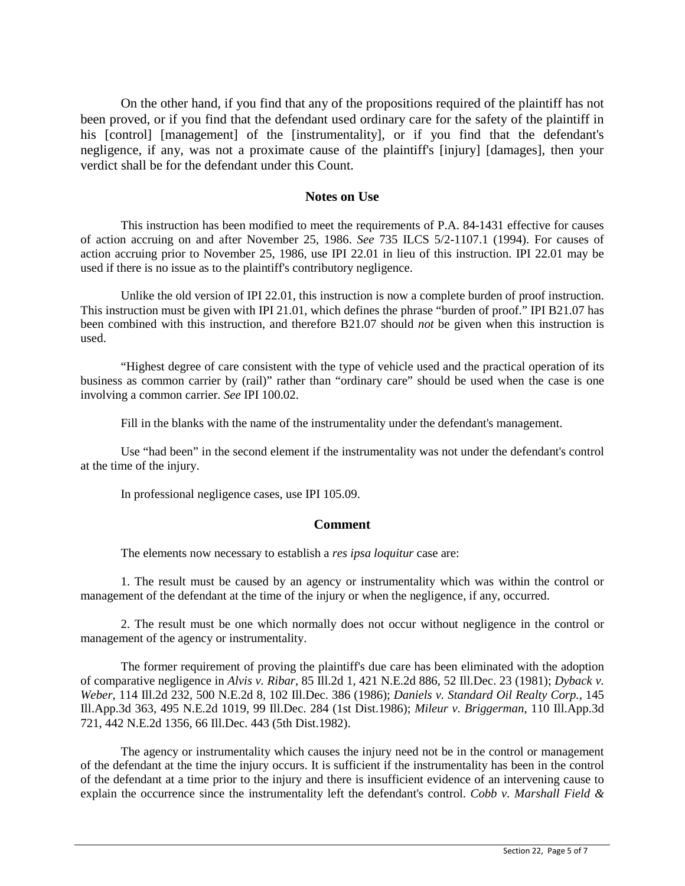On the other hand, if you find that any of the propositions required of the plaintiff has not been proved, or if you find that the defendant used ordinary care for the safety of the plaintiff in his [control] [management] of the [instrumentality], or if you find that the defendant's negligence, if any, was not a proximate cause of the plaintiff's [injury] [damages], then your verdict shall be for the defendant under this Count.

### Notes on Use

This instruction has been modified to meet the requirements of P.A. 84-1431 effective for causes of action accruing on and after November 25, 1986. *See* 735 ILCS 5/2-1107.1 (1994). For causes of action accruing prior to November 25, 1986, use IPI 22.01 in lieu of this instruction. IPI 22.01 may be used if there is no issue as to the plaintiff's contributory negligence.

Unlike the old version of IPI 22.01, this instruction is now a complete burden of proof instruction. This instruction must be given with IPI 21.01, which defines the phrase "burden of proof." IPI B21.07 has been combined with this instruction, and therefore B21.07 should *not* be given when this instruction is used.

"Highest degree of care consistent with the type of vehicle used and the practical operation of its business as common carrier by (rail)" rather than "ordinary care" should be used when the case is one involving a common carrier. *See* IPI 100.02.

Fill in the blanks with the name of the instrumentality under the defendant's management.

Use "had been" in the second element if the instrumentality was not under the defendant's control at the time of the injury.

In professional negligence cases, use IPI 105.09.

### Comment

The elements now necessary to establish a *res ipsa loquitur* case are:

1. The result must be caused by an agency or instrumentality which was within the control or management of the defendant at the time of the injury or when the negligence, if any, occurred.

2. The result must be one which normally does not occur without negligence in the control or management of the agency or instrumentality.

The former requirement of proving the plaintiff's due care has been eliminated with the adoption of comparative negligence in *Alvis v. Ribar*, 85 Ill.2d 1, 421 N.E.2d 886, 52 Ill.Dec. 23 (1981); *Dyback v. Weber*, 114 Ill.2d 232, 500 N.E.2d 8, 102 Ill.Dec. 386 (1986); *Daniels v. Standard Oil Realty Corp.*, 145 Ill.App.3d 363, 495 N.E.2d 1019, 99 Ill.Dec. 284 (1st Dist.1986); *Mileur v. Briggerman*, 110 Ill.App.3d 721, 442 N.E.2d 1356, 66 Ill.Dec. 443 (5th Dist.1982).

The agency or instrumentality which causes the injury need not be in the control or management of the defendant at the time the injury occurs. It is sufficient if the instrumentality has been in the control of the defendant at a time prior to the injury and there is insufficient evidence of an intervening cause to explain the occurrence since the instrumentality left the defendant's control. *Cobb v. Marshall Field &*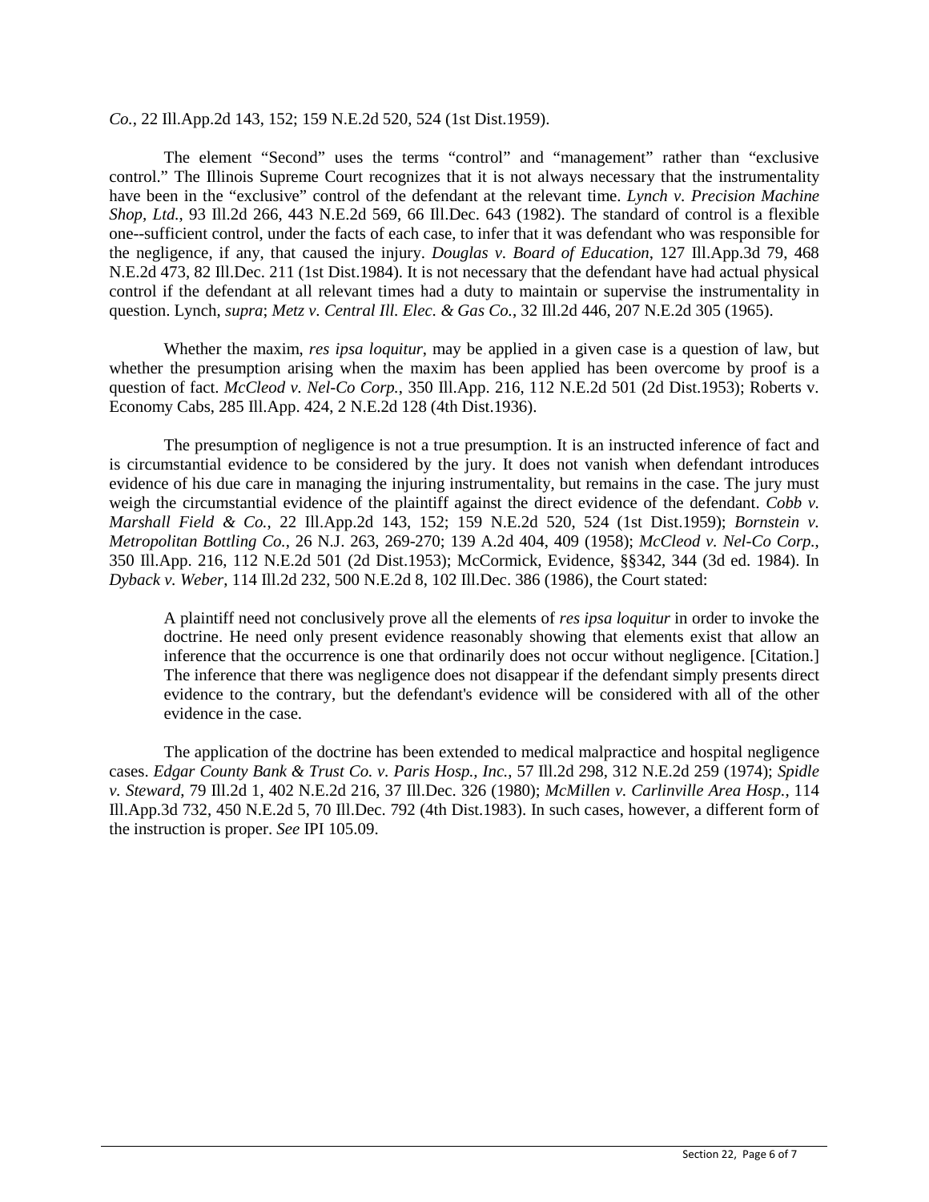*Co.*, 22 Ill.App.2d 143, 152; 159 N.E.2d 520, 524 (1st Dist.1959).

The element "Second" uses the terms "control" and "management" rather than "exclusive control." The Illinois Supreme Court recognizes that it is not always necessary that the instrumentality have been in the "exclusive" control of the defendant at the relevant time. *Lynch v. Precision Machine Shop, Ltd.*, 93 Ill.2d 266, 443 N.E.2d 569, 66 Ill.Dec. 643 (1982). The standard of control is a flexible one--sufficient control, under the facts of each case, to infer that it was defendant who was responsible for the negligence, if any, that caused the injury. *Douglas v. Board of Education*, 127 Ill.App.3d 79, 468 N.E.2d 473, 82 Ill.Dec. 211 (1st Dist.1984). It is not necessary that the defendant have had actual physical control if the defendant at all relevant times had a duty to maintain or supervise the instrumentality in question. Lynch, *supra*; *Metz v. Central Ill. Elec. & Gas Co.*, 32 Ill.2d 446, 207 N.E.2d 305 (1965).

Whether the maxim, *res ipsa loquitur*, may be applied in a given case is a question of law, but whether the presumption arising when the maxim has been applied has been overcome by proof is a question of fact. *McCleod v. Nel-Co Corp.*, 350 Ill.App. 216, 112 N.E.2d 501 (2d Dist.1953); Roberts v. Economy Cabs, 285 Ill.App. 424, 2 N.E.2d 128 (4th Dist.1936).

The presumption of negligence is not a true presumption. It is an instructed inference of fact and is circumstantial evidence to be considered by the jury. It does not vanish when defendant introduces evidence of his due care in managing the injuring instrumentality, but remains in the case. The jury must weigh the circumstantial evidence of the plaintiff against the direct evidence of the defendant. *Cobb v. Marshall Field & Co.*, 22 Ill.App.2d 143, 152; 159 N.E.2d 520, 524 (1st Dist.1959); *Bornstein v. Metropolitan Bottling Co.*, 26 N.J. 263, 269-270; 139 A.2d 404, 409 (1958); *McCleod v. Nel-Co Corp.*, 350 Ill.App. 216, 112 N.E.2d 501 (2d Dist.1953); McCormick, Evidence, §§342, 344 (3d ed. 1984). In *Dyback v. Weber*, 114 Ill.2d 232, 500 N.E.2d 8, 102 Ill.Dec. 386 (1986), the Court stated:

> A plaintiff need not conclusively prove all the elements of *res ipsa loquitur* in order to invoke the doctrine. He need only present evidence reasonably showing that elements exist that allow an inference that the occurrence is one that ordinarily does not occur without negligence. [Citation.] The inference that there was negligence does not disappear if the defendant simply presents direct evidence to the contrary, but the defendant's evidence will be considered with all of the other evidence in the case.

The application of the doctrine has been extended to medical malpractice and hospital negligence cases. *Edgar County Bank & Trust Co. v. Paris Hosp., Inc.*, 57 Ill.2d 298, 312 N.E.2d 259 (1974); *Spidle v. Steward*, 79 Ill.2d 1, 402 N.E.2d 216, 37 Ill.Dec. 326 (1980); *McMillen v. Carlinville Area Hosp.*, 114 Ill.App.3d 732, 450 N.E.2d 5, 70 Ill.Dec. 792 (4th Dist.1983). In such cases, however, a different form of the instruction is proper. *See* IPI 105.09.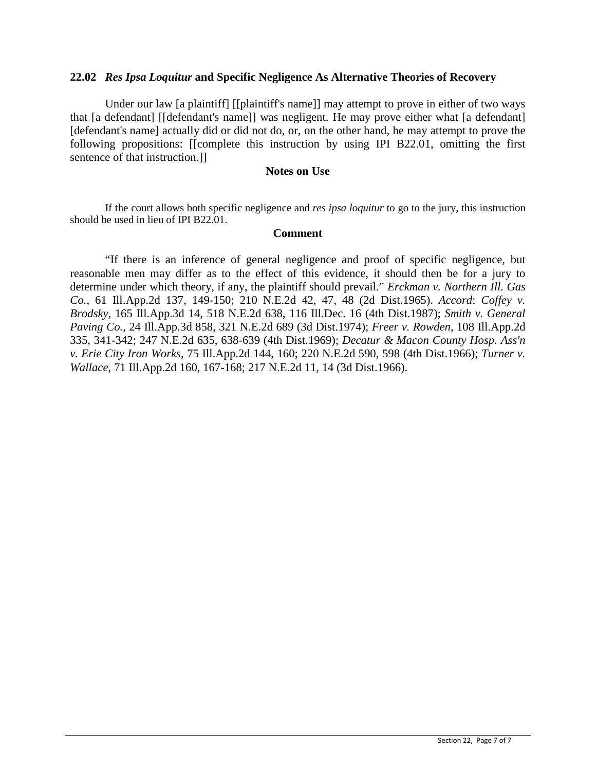## 22.02 *Res Ipsa Loquitur* and Specific Negligence As Alternative Theories of Recovery

Under our law [a plaintiff] [[plaintiff's name]] may attempt to prove in either of two ways that [a defendant] [[defendant's name]] was negligent. He may prove either what [a defendant] [defendant's name] actually did or did not do, or, on the other hand, he may attempt to prove the following propositions: [[complete this instruction by using IPI B22.01, omitting the first sentence of that instruction.]]

### Notes on Use

If the court allows both specific negligence and *res ipsa loquitur* to go to the jury, this instruction should be used in lieu of IPI B22.01.

### Comment

"If there is an inference of general negligence and proof of specific negligence, but reasonable men may differ as to the effect of this evidence, it should then be for a jury to determine under which theory, if any, the plaintiff should prevail." *Erckman v. Northern Ill. Gas Co.*, 61 Ill.App.2d 137, 149-150; 210 N.E.2d 42, 47, 48 (2d Dist.1965). *Accord*: *Coffey v. Brodsky*, 165 Ill.App.3d 14, 518 N.E.2d 638, 116 Ill.Dec. 16 (4th Dist.1987); *Smith v. General Paving Co.*, 24 Ill.App.3d 858, 321 N.E.2d 689 (3d Dist.1974); *Freer v. Rowden*, 108 Ill.App.2d 335, 341-342; 247 N.E.2d 635, 638-639 (4th Dist.1969); *Decatur & Macon County Hosp. Ass'n v. Erie City Iron Works*, 75 Ill.App.2d 144, 160; 220 N.E.2d 590, 598 (4th Dist.1966); *Turner v. Wallace*, 71 Ill.App.2d 160, 167-168; 217 N.E.2d 11, 14 (3d Dist.1966).